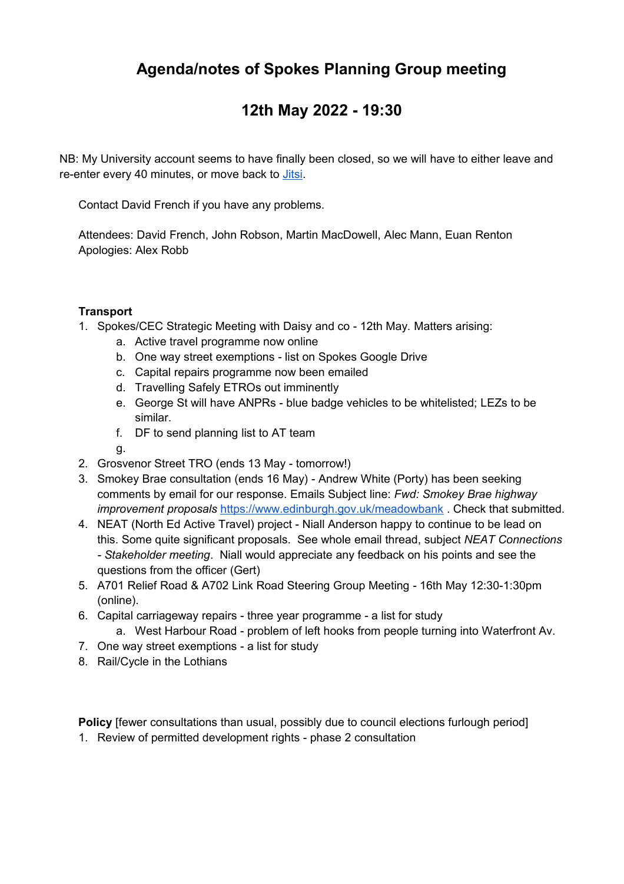# Agenda/notes of Spokes Planning Group meeting

## 12th May 2022 - 19:30

NB: My University account seems to have finally been closed, so we will have to either leave and re-enter every 40 minutes, or move back to [Jitsi](Jitsi).

Contact David French if you have any problems.

Attendees: David French, John Robson, Martin MacDowell, Alec Mann, Euan Renton
Apologies: Alex Robb

**Transport**

1. Spokes/CEC Strategic Meeting with Daisy and co - 12th May. Matters arising:
   a. Active travel programme now online
   b. One way street exemptions - list on Spokes Google Drive
   c. Capital repairs programme now been emailed
   d. Travelling Safely ETROs out imminently
   e. George St will have ANPRs - blue badge vehicles to be whitelisted; LEZs to be similar.
   f. DF to send planning list to AT team
   g.
2. Grosvenor Street TRO (ends 13 May - tomorrow!)
3. Smokey Brae consultation (ends 16 May) - Andrew White (Porty) has been seeking comments by email for our response. Emails Subject line: *Fwd: Smokey Brae highway improvement proposals* https://www.edinburgh.gov.uk/meadowbank . Check that submitted.
4. NEAT (North Ed Active Travel) project - Niall Anderson happy to continue to be lead on this. Some quite significant proposals. See whole email thread, subject *NEAT Connections - Stakeholder meeting*. Niall would appreciate any feedback on his points and see the questions from the officer (Gert)
5. A701 Relief Road & A702 Link Road Steering Group Meeting - 16th May 12:30-1:30pm (online).
6. Capital carriageway repairs - three year programme - a list for study
   a. West Harbour Road - problem of left hooks from people turning into Waterfront Av.
7. One way street exemptions - a list for study
8. Rail/Cycle in the Lothians

**Policy** [fewer consultations than usual, possibly due to council elections furlough period]

1. Review of permitted development rights - phase 2 consultation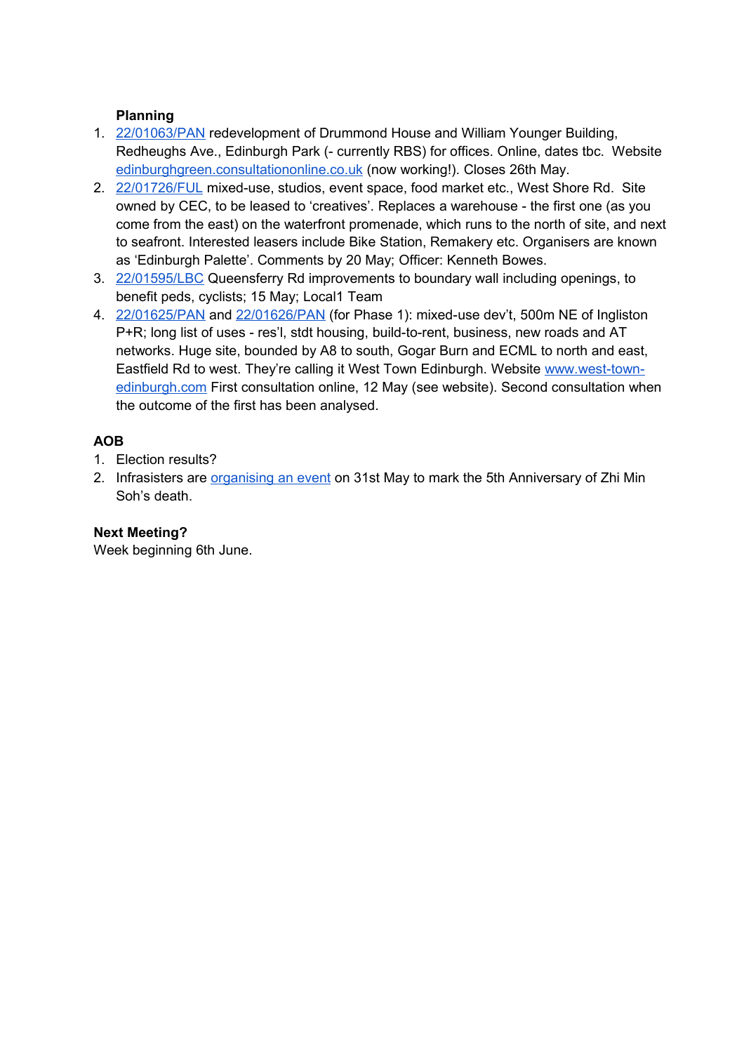**Planning**

1. 22/01063/PAN redevelopment of Drummond House and William Younger Building, Redheughs Ave., Edinburgh Park (- currently RBS) for offices. Online, dates tbc. Website edinburghgreen.consultationonline.co.uk (now working!). Closes 26th May.
2. 22/01726/FUL mixed-use, studios, event space, food market etc., West Shore Rd. Site owned by CEC, to be leased to 'creatives'. Replaces a warehouse - the first one (as you come from the east) on the waterfront promenade, which runs to the north of site, and next to seafront. Interested leasers include Bike Station, Remakery etc. Organisers are known as 'Edinburgh Palette'. Comments by 20 May; Officer: Kenneth Bowes.
3. 22/01595/LBC Queensferry Rd improvements to boundary wall including openings, to benefit peds, cyclists; 15 May; Local1 Team
4. 22/01625/PAN and 22/01626/PAN (for Phase 1): mixed-use dev't, 500m NE of Ingliston P+R; long list of uses - res'l, stdt housing, build-to-rent, business, new roads and AT networks. Huge site, bounded by A8 to south, Gogar Burn and ECML to north and east, Eastfield Rd to west. They're calling it West Town Edinburgh. Website www.west-town-edinburgh.com First consultation online, 12 May (see website). Second consultation when the outcome of the first has been analysed.

**AOB**

1. Election results?
2. Infrasisters are organising an event on 31st May to mark the 5th Anniversary of Zhi Min Soh's death.

**Next Meeting?**

Week beginning 6th June.